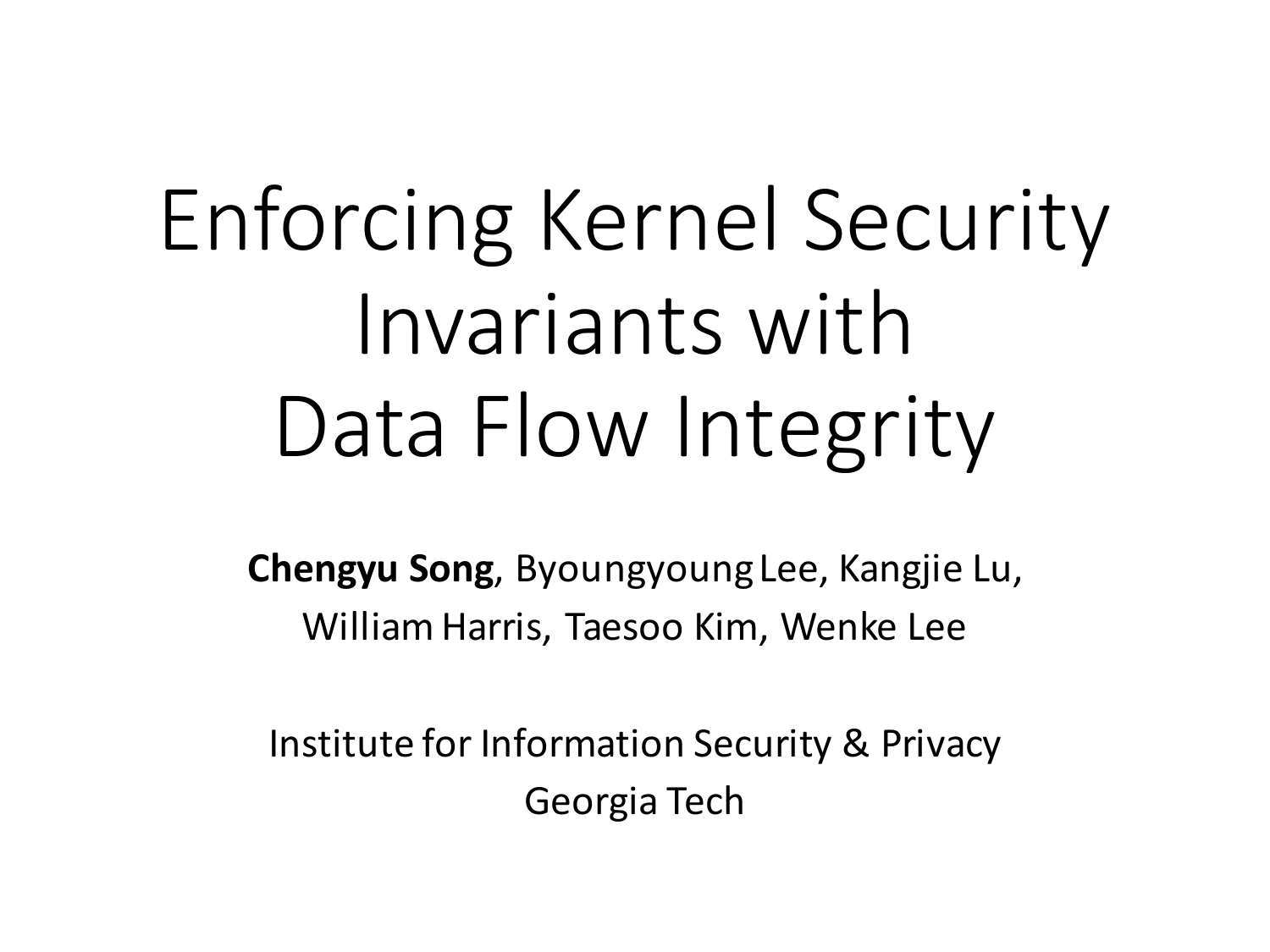# Enforcing Kernel Security Invariants with Data Flow Integrity

**Chengyu Song**, Byoungyoung Lee, Kangjie Lu, William Harris, Taesoo Kim, Wenke Lee

Institute for Information Security & Privacy
Georgia Tech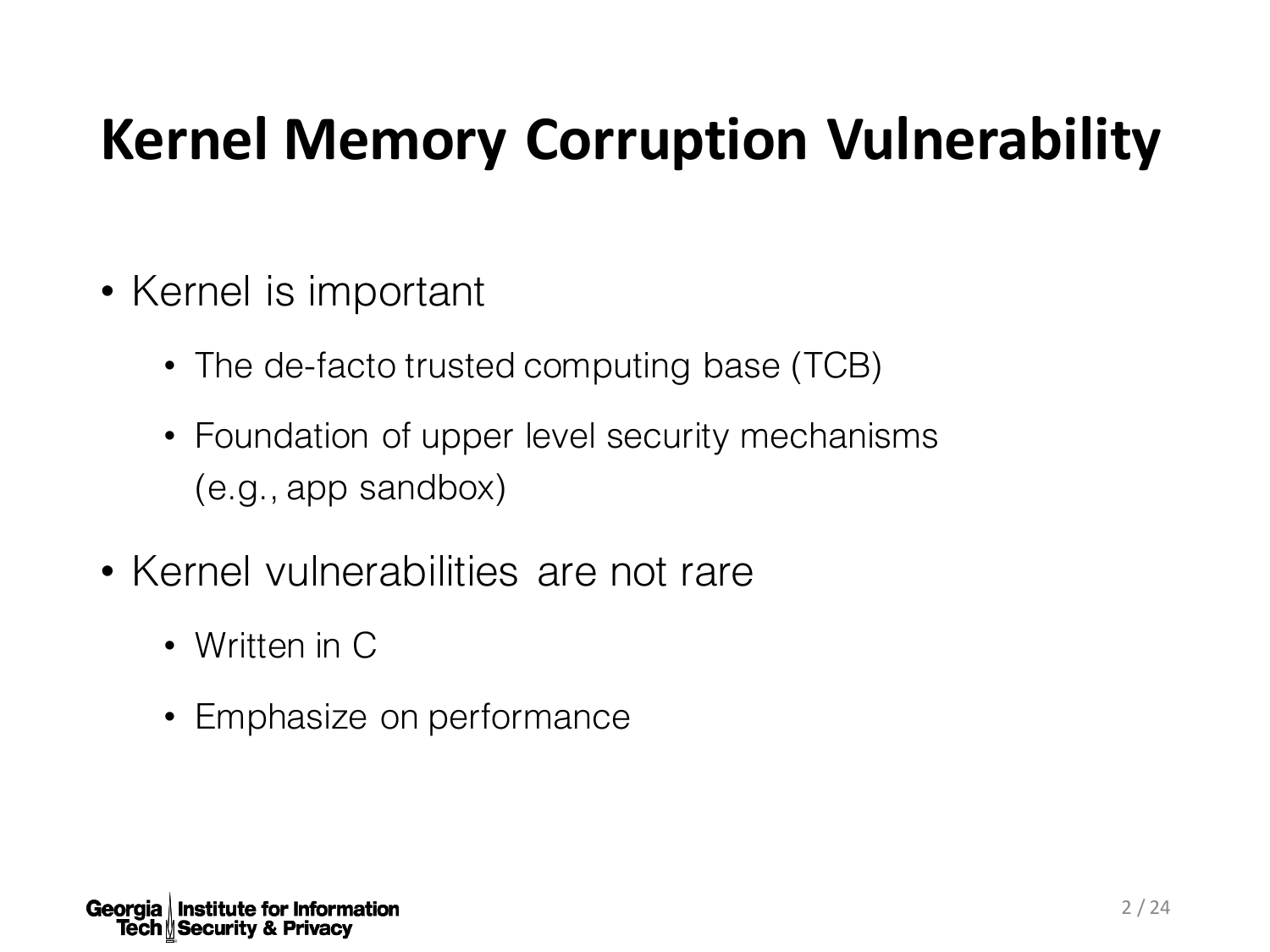# Kernel Memory Corruption Vulnerability

- Kernel is important
  - The de-facto trusted computing base (TCB)
  - Foundation of upper level security mechanisms (e.g., app sandbox)
- Kernel vulnerabilities are not rare
  - Written in C
  - Emphasize on performance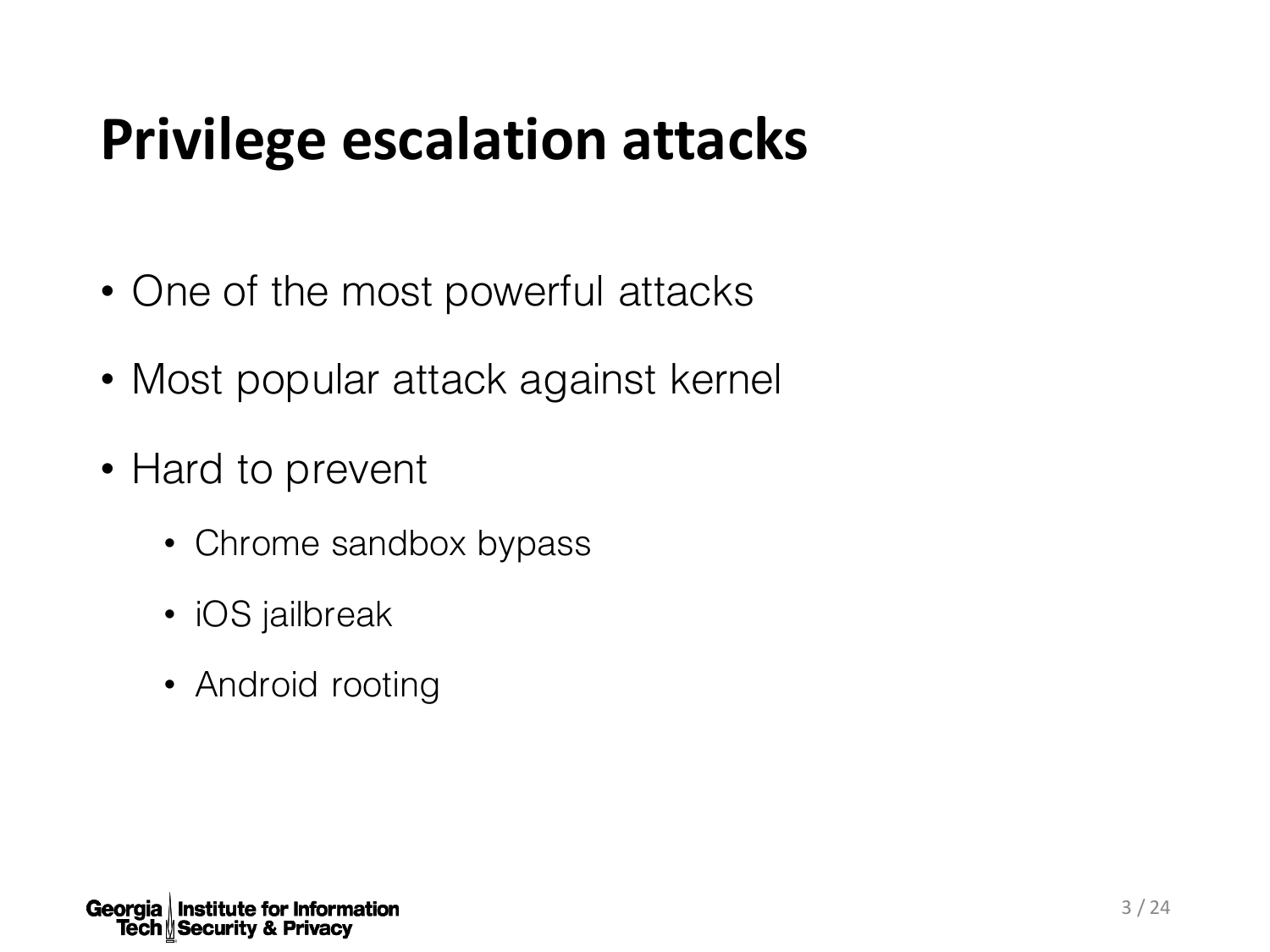# Privilege escalation attacks

- One of the most powerful attacks
- Most popular attack against kernel
- Hard to prevent
  - Chrome sandbox bypass
  - iOS jailbreak
  - Android rooting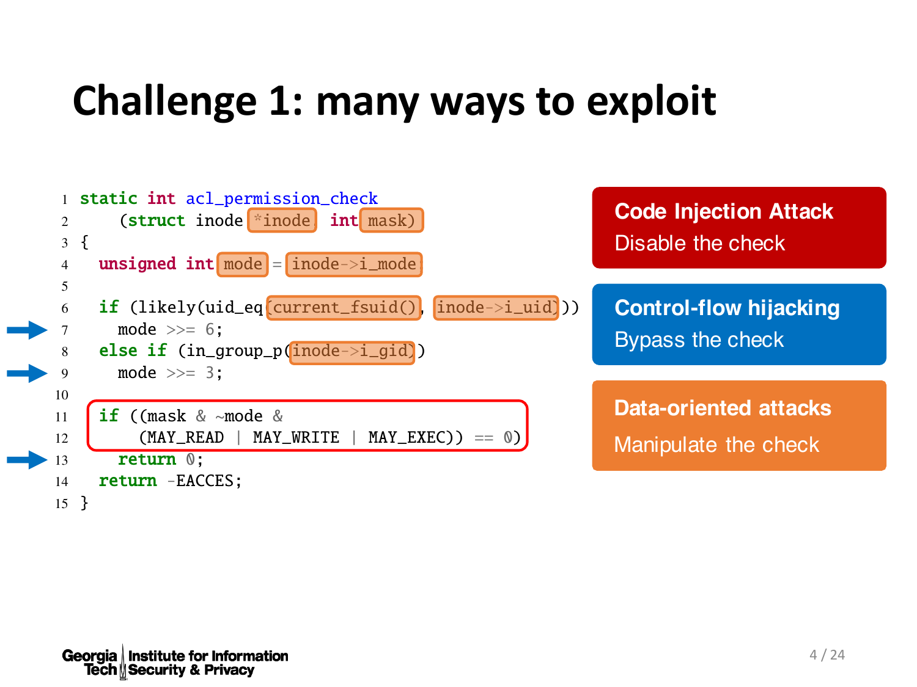# Challenge 1: many ways to exploit

```
1  static int acl_permission_check
2      (struct inode *inode, int mask)
3  {
4    unsigned int mode = inode->i_mode;
5
6    if (likely(uid_eq(current_fsuid(), inode->i_uid)))
7      mode >>= 6;
8    else if (in_group_p(inode->i_gid))
9      mode >>= 3;
10
11   if ((mask & ~mode &
12       (MAY_READ | MAY_WRITE | MAY_EXEC)) == 0)
13     return 0;
14   return -EACCES;
15 }
```

**Code Injection Attack**
Disable the check

**Control-flow hijacking**
Bypass the check

**Data-oriented attacks**
Manipulate the check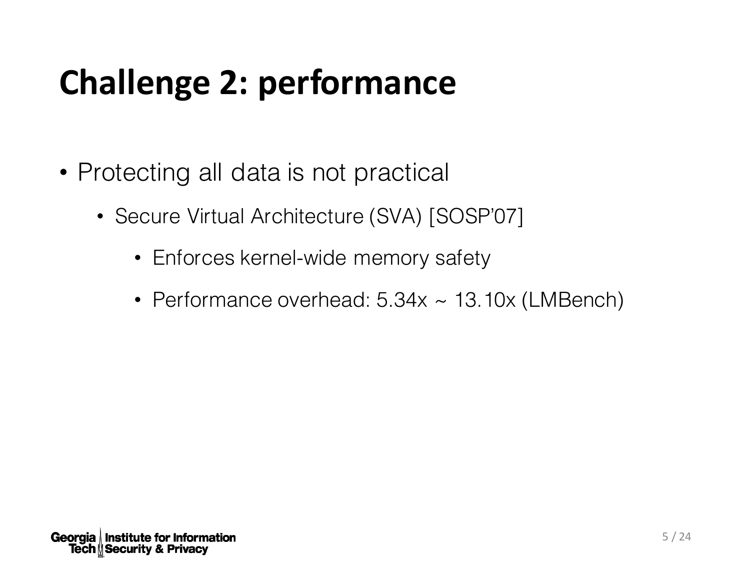# Challenge 2: performance

- Protecting all data is not practical
  - Secure Virtual Architecture (SVA) [SOSP'07]
    - Enforces kernel-wide memory safety
    - Performance overhead: 5.34x ~ 13.10x (LMBench)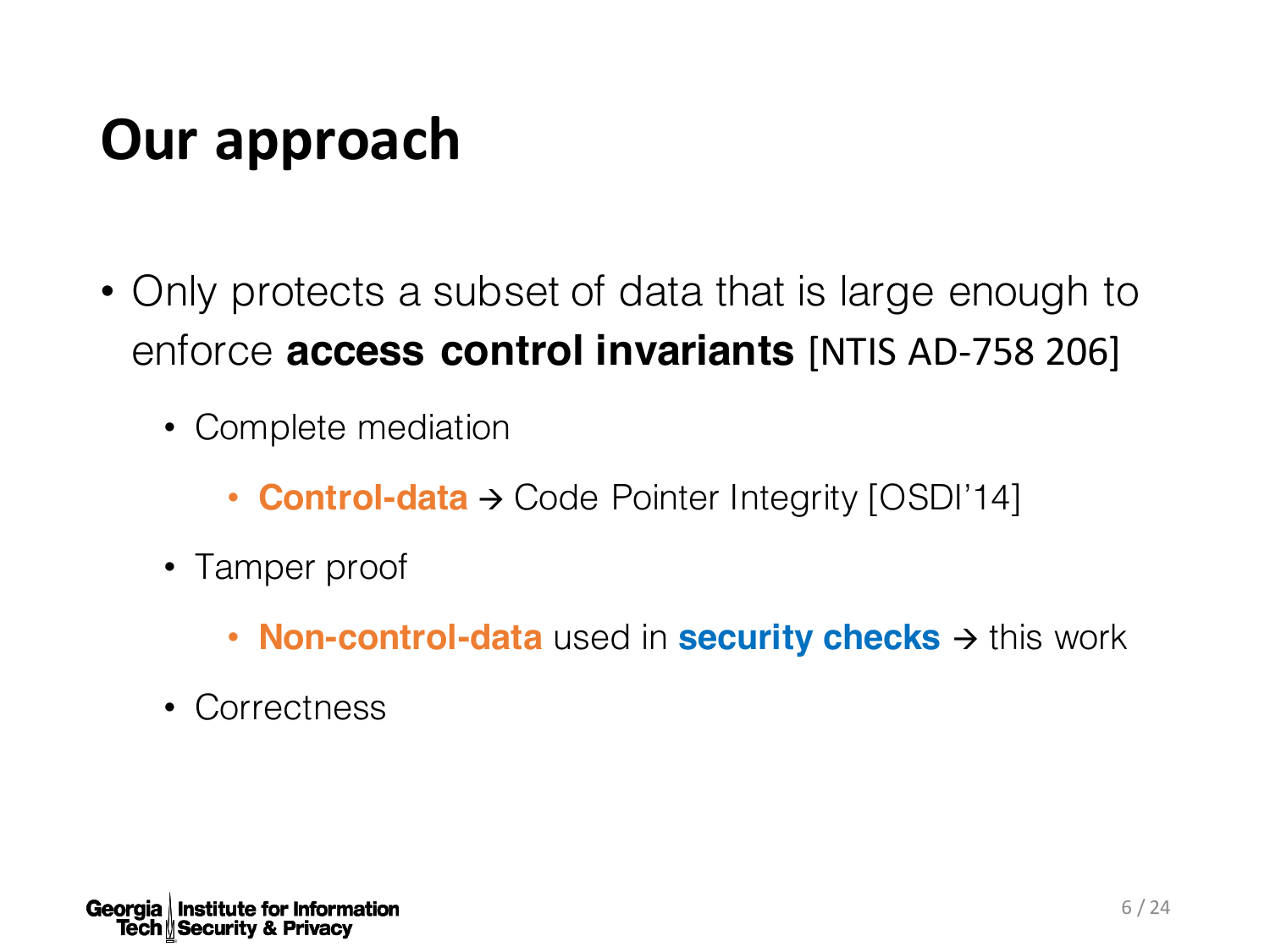# Our approach

- Only protects a subset of data that is large enough to enforce **access control invariants** [NTIS AD-758 206]
  - Complete mediation
    - **Control-data** → Code Pointer Integrity [OSDI'14]
  - Tamper proof
    - **Non-control-data** used in **security checks** → this work
  - Correctness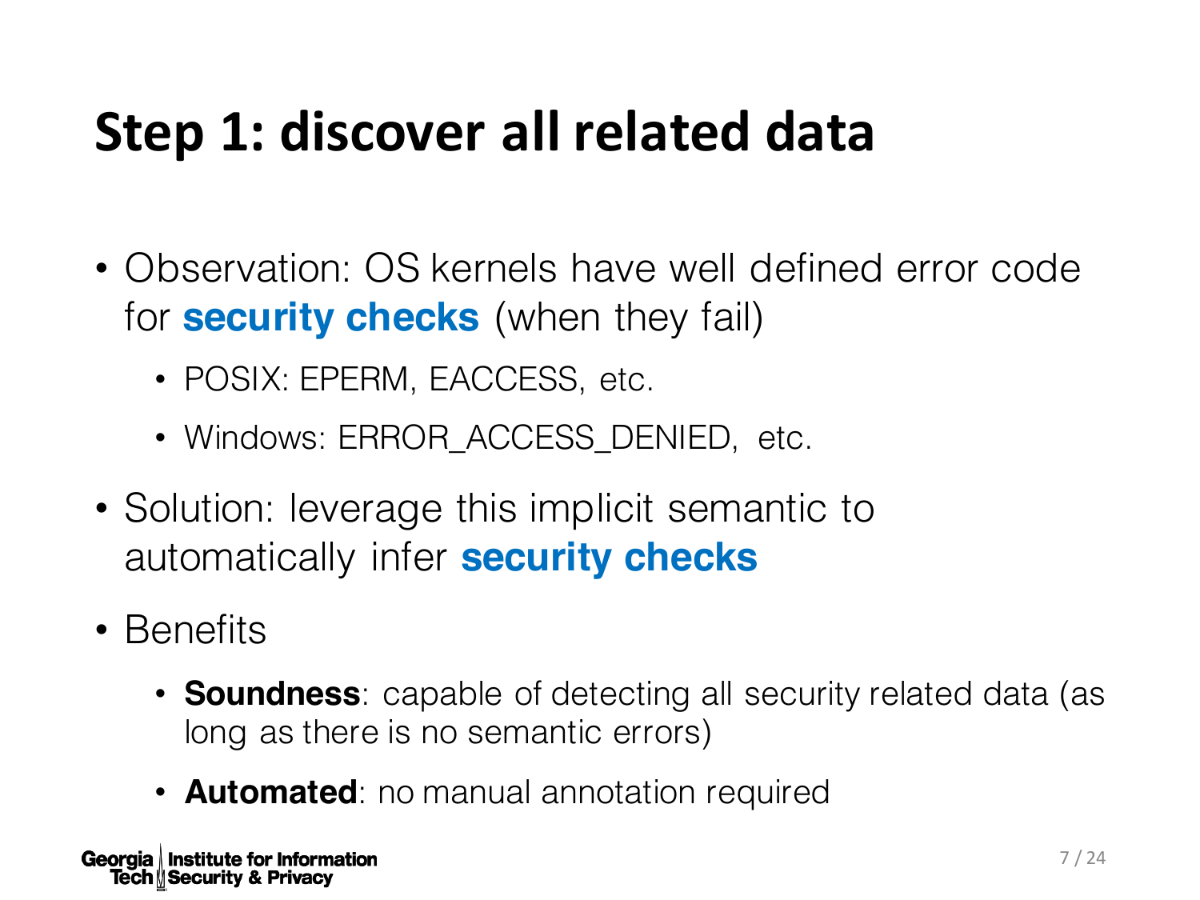# Step 1: discover all related data

- Observation: OS kernels have well defined error code for **security checks** (when they fail)
  - POSIX: EPERM, EACCESS, etc.
  - Windows: ERROR_ACCESS_DENIED, etc.
- Solution: leverage this implicit semantic to automatically infer **security checks**
- Benefits
  - **Soundness**: capable of detecting all security related data (as long as there is no semantic errors)
  - **Automated**: no manual annotation required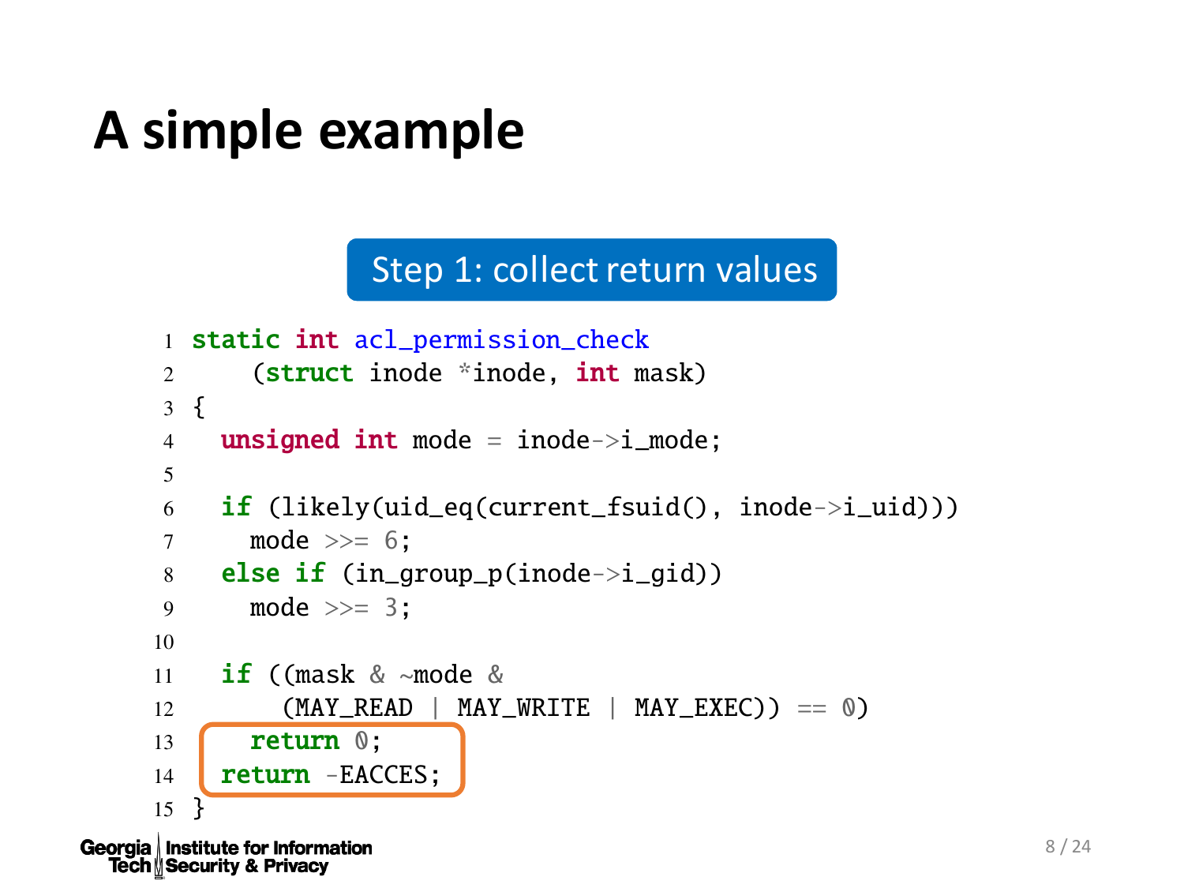# A simple example

**Step 1: collect return values**

```
1  static int acl_permission_check
2      (struct inode *inode, int mask)
3  {
4    unsigned int mode = inode->i_mode;
5
6    if (likely(uid_eq(current_fsuid(), inode->i_uid)))
7      mode >>= 6;
8    else if (in_group_p(inode->i_gid))
9      mode >>= 3;
10
11   if ((mask & ~mode &
12       (MAY_READ | MAY_WRITE | MAY_EXEC)) == 0)
13     return 0;
14   return -EACCES;
15 }
```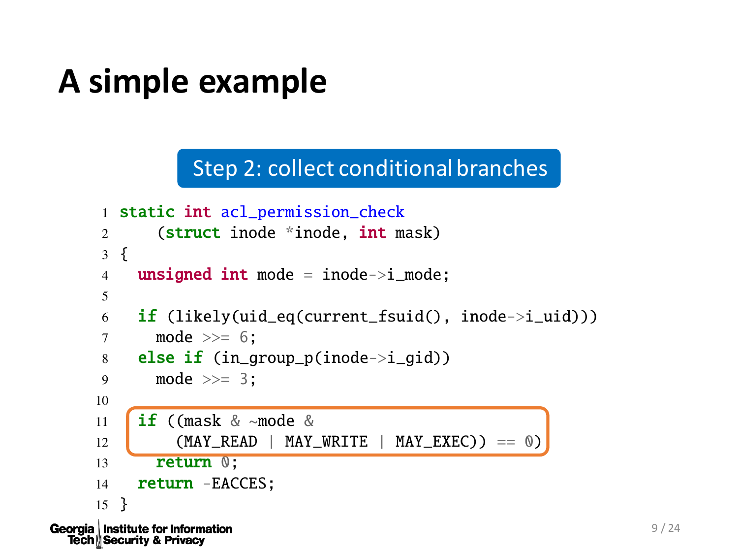# A simple example

Step 2: collect conditional branches

```
1  static int acl_permission_check
2      (struct inode *inode, int mask)
3  {
4    unsigned int mode = inode->i_mode;
5
6    if (likely(uid_eq(current_fsuid(), inode->i_uid)))
7      mode >>= 6;
8    else if (in_group_p(inode->i_gid))
9      mode >>= 3;
10
11   if ((mask & ~mode &
12       (MAY_READ | MAY_WRITE | MAY_EXEC)) == 0)
13     return 0;
14   return -EACCES;
15 }
```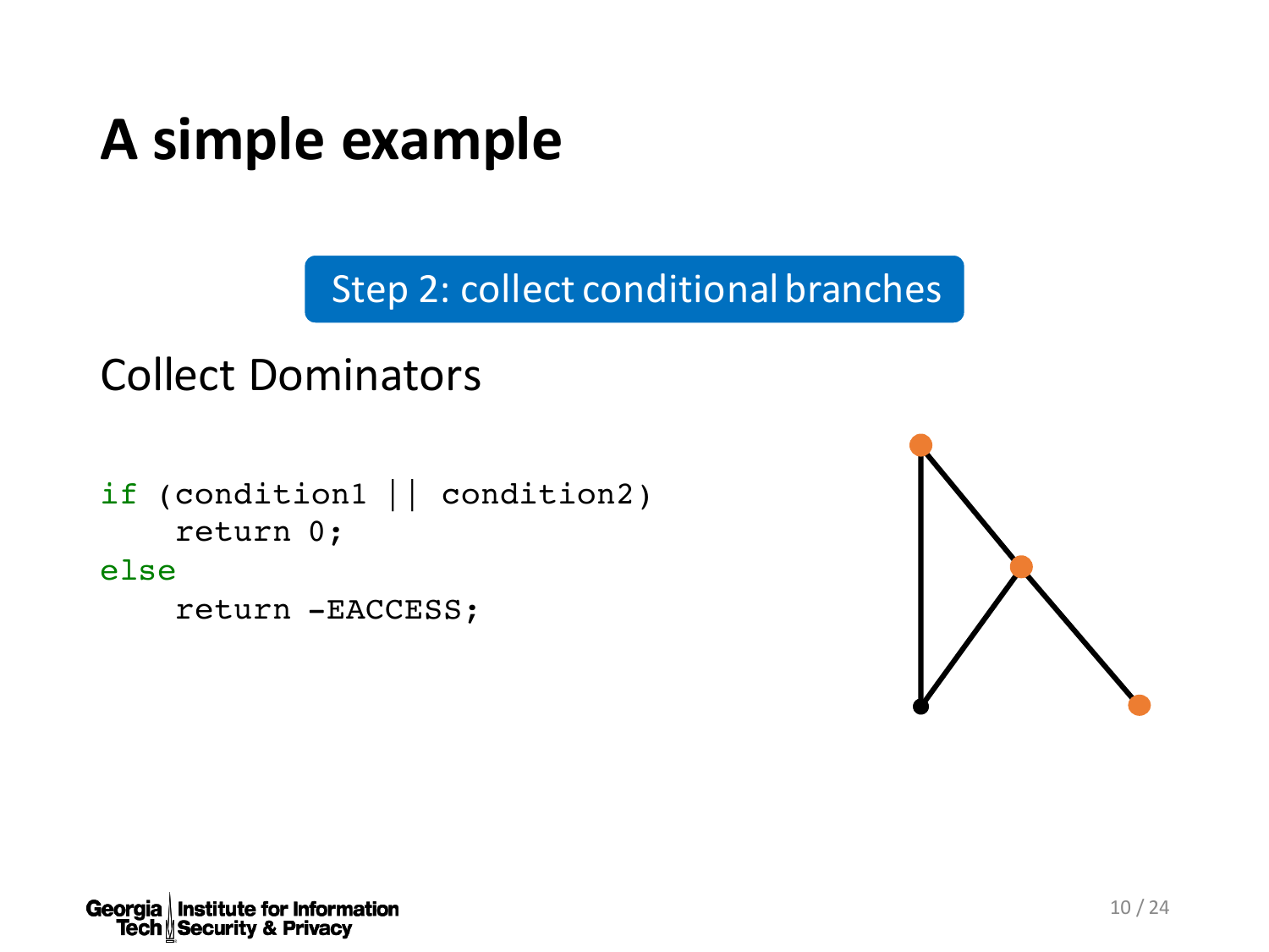# A simple example

Step 2: collect conditional branches

Collect Dominators

```
if (condition1 || condition2)
    return 0;
else
    return -EACCESS;
```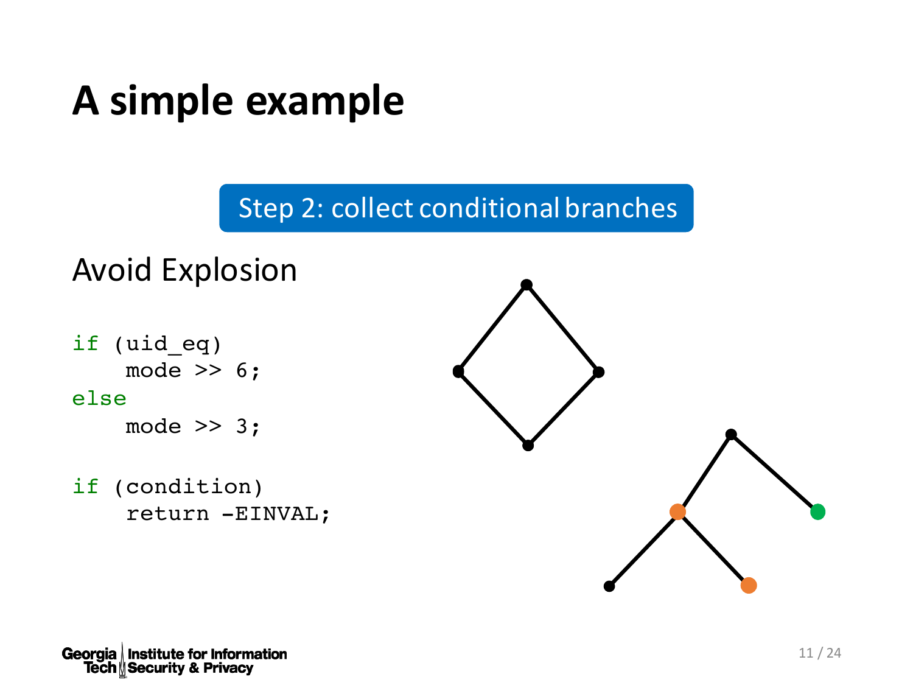# A simple example

Step 2: collect conditional branches

Avoid Explosion

```
if (uid_eq)
    mode >> 6;
else
    mode >> 3;

if (condition)
    return -EINVAL;
```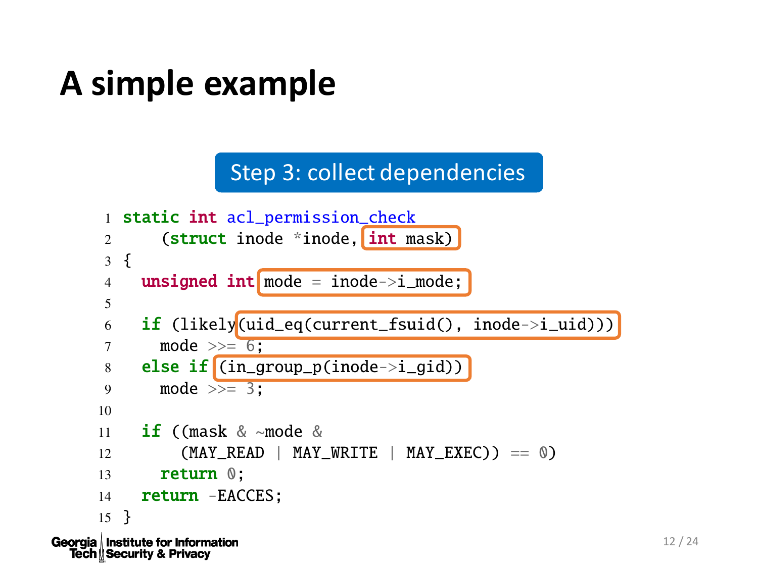# A simple example

**Step 3: collect dependencies**

```
1  static int acl_permission_check
2      (struct inode *inode, int mask)
3  {
4    unsigned int mode = inode->i_mode;
5
6    if (likely(uid_eq(current_fsuid(), inode->i_uid)))
7      mode >>= 6;
8    else if (in_group_p(inode->i_gid))
9      mode >>= 3;
10
11   if ((mask & ~mode &
12       (MAY_READ | MAY_WRITE | MAY_EXEC)) == 0)
13     return 0;
14   return -EACCES;
15 }
```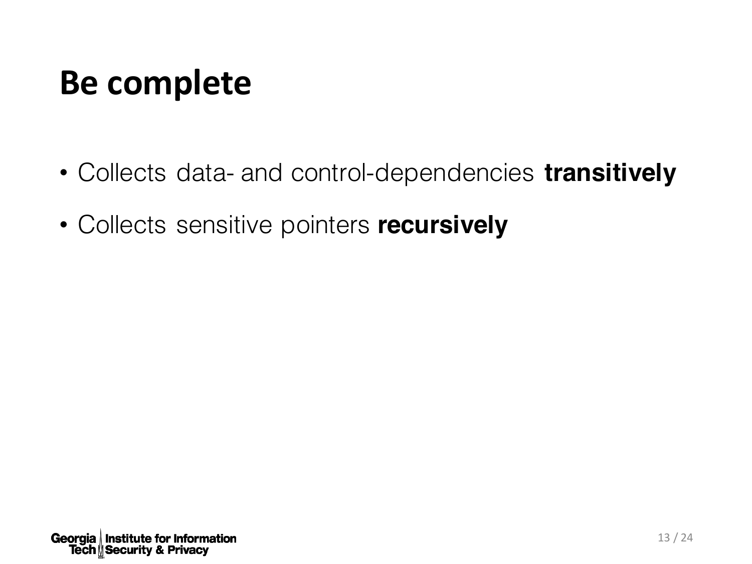# Be complete

- Collects data- and control-dependencies **transitively**
- Collects sensitive pointers **recursively**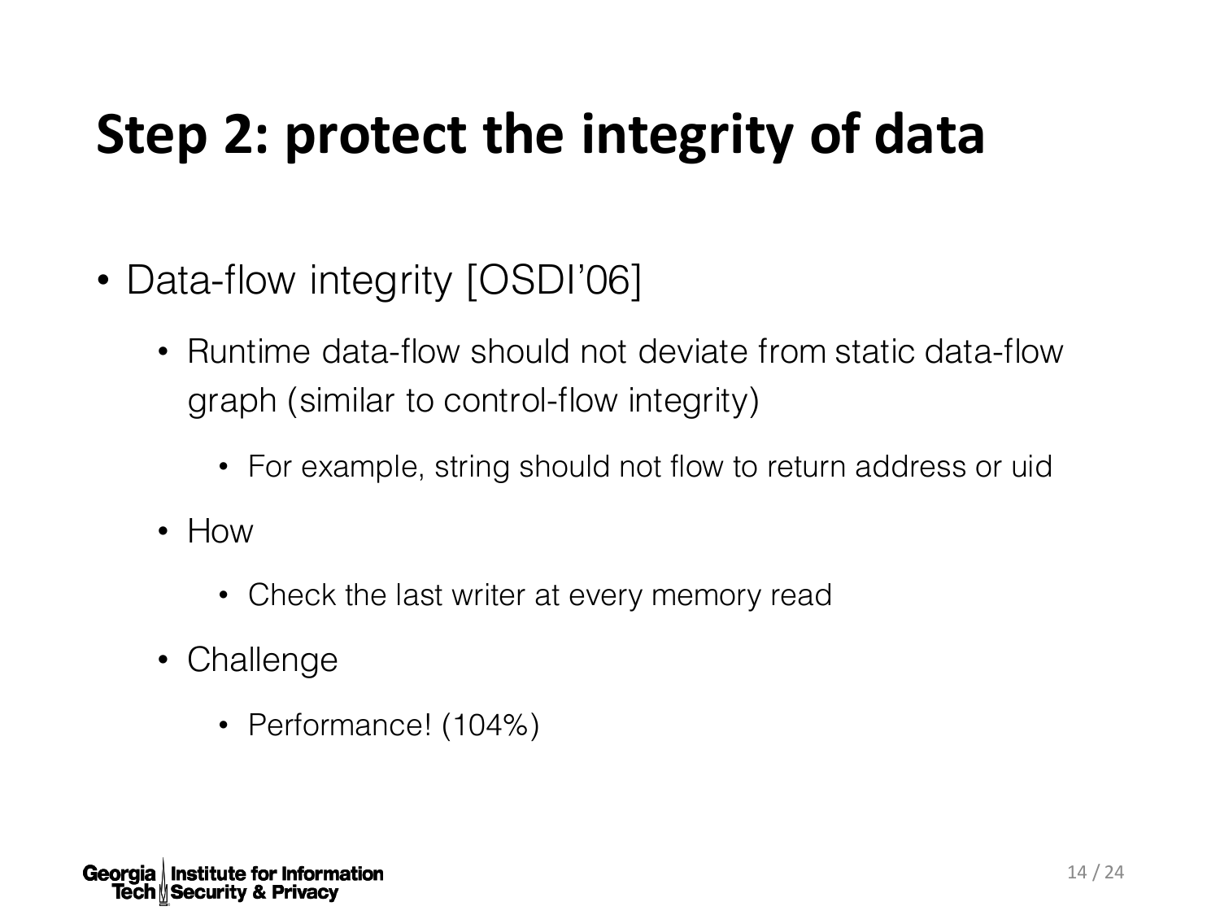# Step 2: protect the integrity of data

- Data-flow integrity [OSDI'06]
  - Runtime data-flow should not deviate from static data-flow graph (similar to control-flow integrity)
    - For example, string should not flow to return address or uid
  - How
    - Check the last writer at every memory read
  - Challenge
    - Performance! (104%)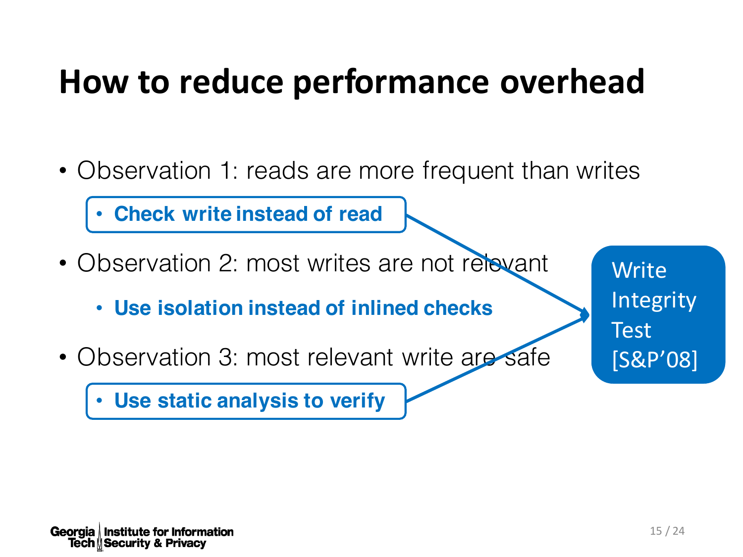# How to reduce performance overhead

- Observation 1: reads are more frequent than writes
  - **Check write instead of read**
- Observation 2: most writes are not relevant
  - **Use isolation instead of inlined checks**
- Observation 3: most relevant write are safe
  - **Use static analysis to verify**

Write Integrity Test [S&P'08]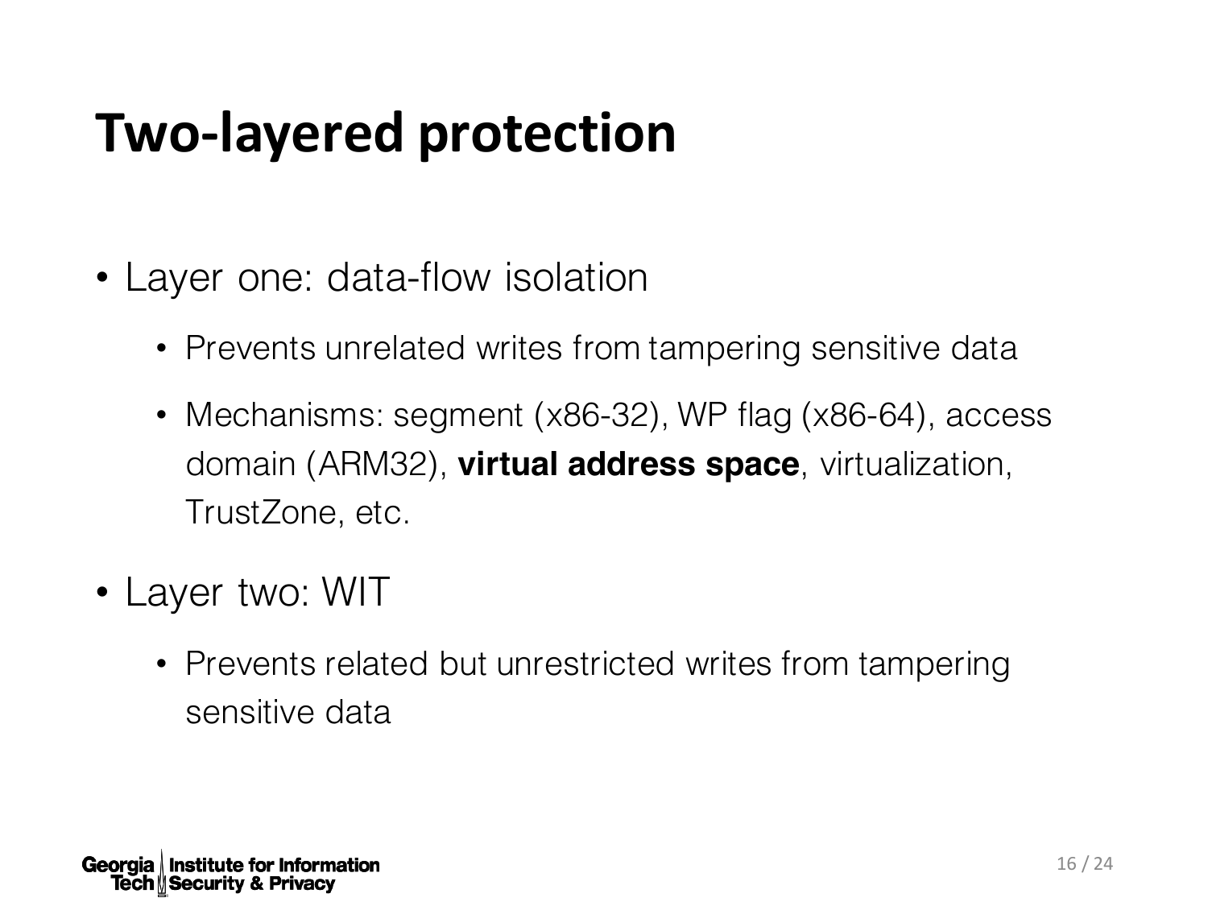# Two-layered protection

- Layer one: data-flow isolation
  - Prevents unrelated writes from tampering sensitive data
  - Mechanisms: segment (x86-32), WP flag (x86-64), access domain (ARM32), **virtual address space**, virtualization, TrustZone, etc.
- Layer two: WIT
  - Prevents related but unrestricted writes from tampering sensitive data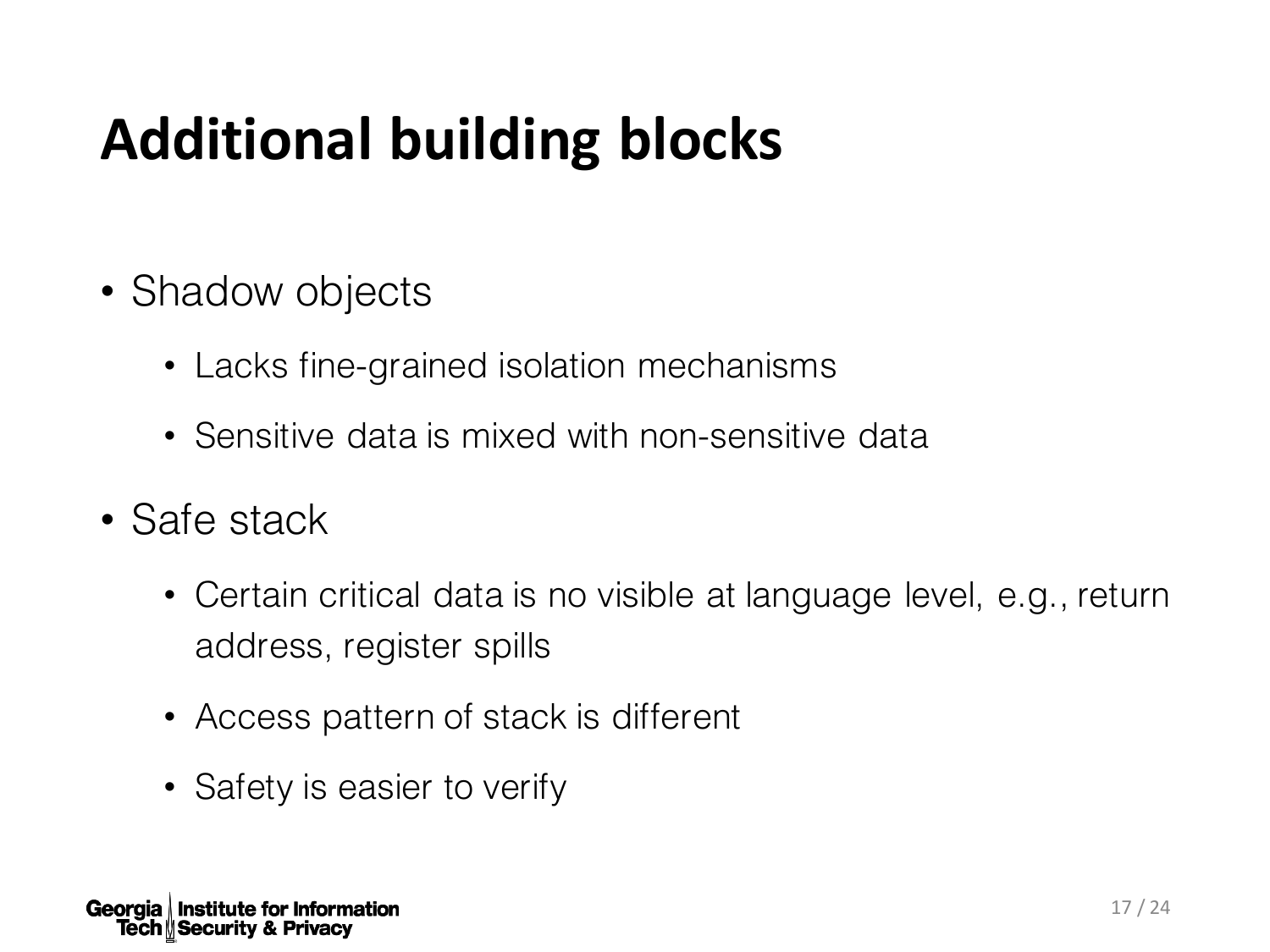# Additional building blocks

- Shadow objects
  - Lacks fine-grained isolation mechanisms
  - Sensitive data is mixed with non-sensitive data
- Safe stack
  - Certain critical data is no visible at language level, e.g., return address, register spills
  - Access pattern of stack is different
  - Safety is easier to verify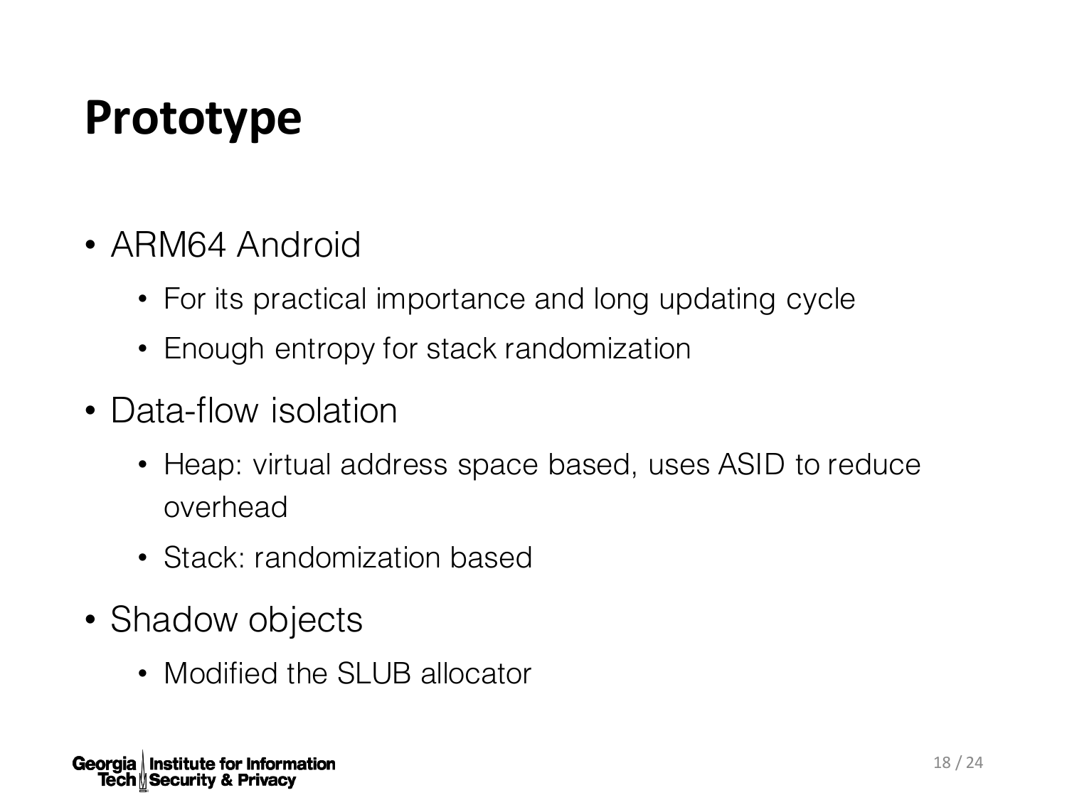# Prototype

- ARM64 Android
  - For its practical importance and long updating cycle
  - Enough entropy for stack randomization
- Data-flow isolation
  - Heap: virtual address space based, uses ASID to reduce overhead
  - Stack: randomization based
- Shadow objects
  - Modified the SLUB allocator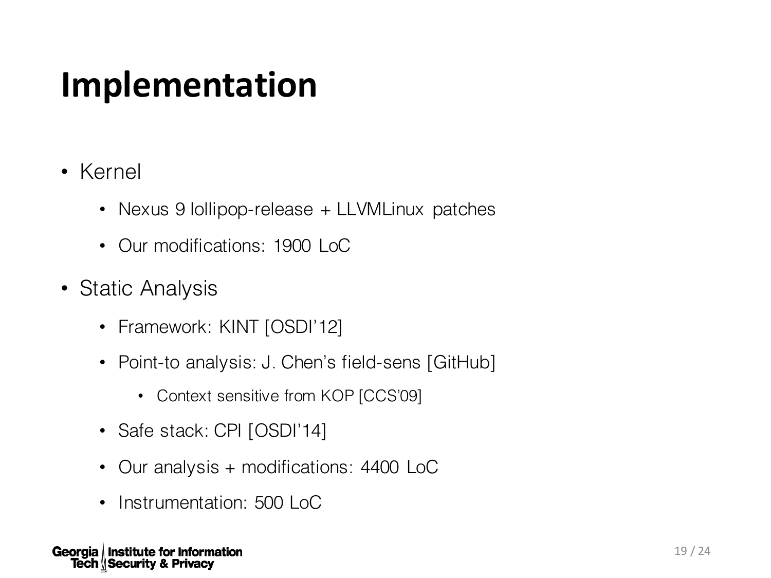# Implementation

- Kernel
  - Nexus 9 lollipop-release + LLVMLinux patches
  - Our modifications: 1900 LoC
- Static Analysis
  - Framework: KINT [OSDI'12]
  - Point-to analysis: J. Chen's field-sens [GitHub]
    - Context sensitive from KOP [CCS'09]
  - Safe stack: CPI [OSDI'14]
  - Our analysis + modifications: 4400 LoC
  - Instrumentation: 500 LoC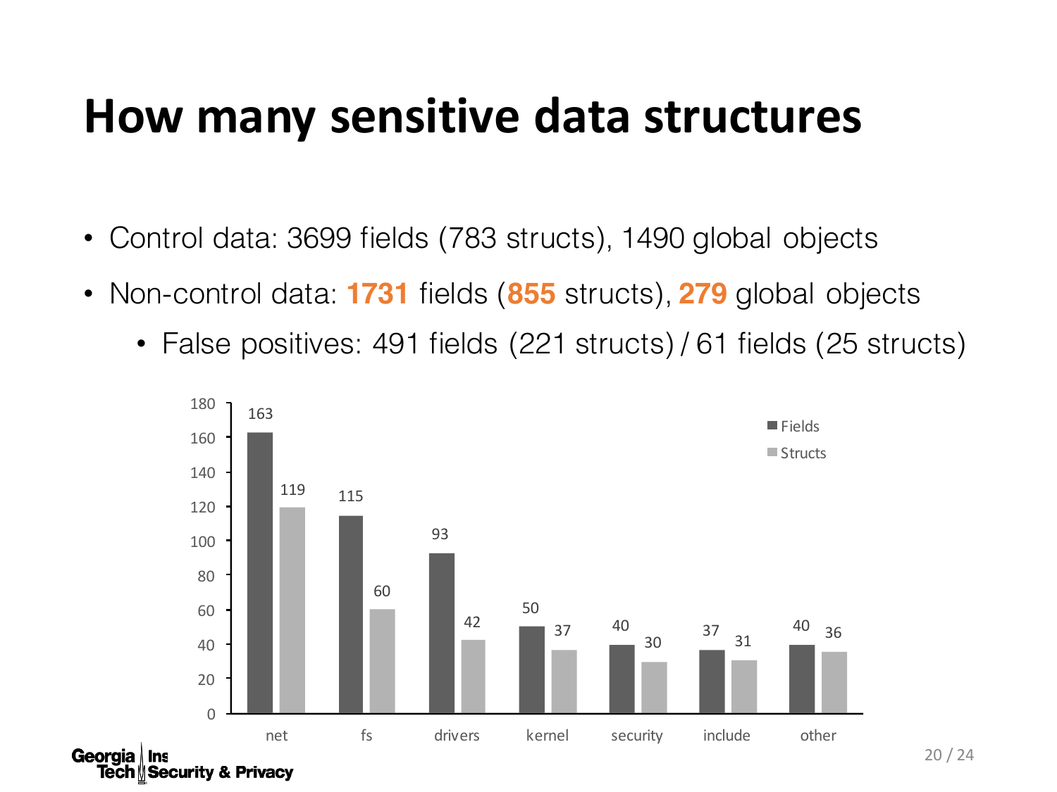# How many sensitive data structures

- Control data: 3699 fields (783 structs), 1490 global objects
- Non-control data: **1731** fields (**855** structs), **279** global objects
  - False positives: 491 fields (221 structs) / 61 fields (25 structs)

| | net | fs | drivers | kernel | security | include | other |
|---|---|---|---|---|---|---|---|
| Fields | 163 | 115 | 93 | 50 | 40 | 37 | 40 |
| Structs | 119 | 60 | 42 | 37 | 30 | 31 | 36 |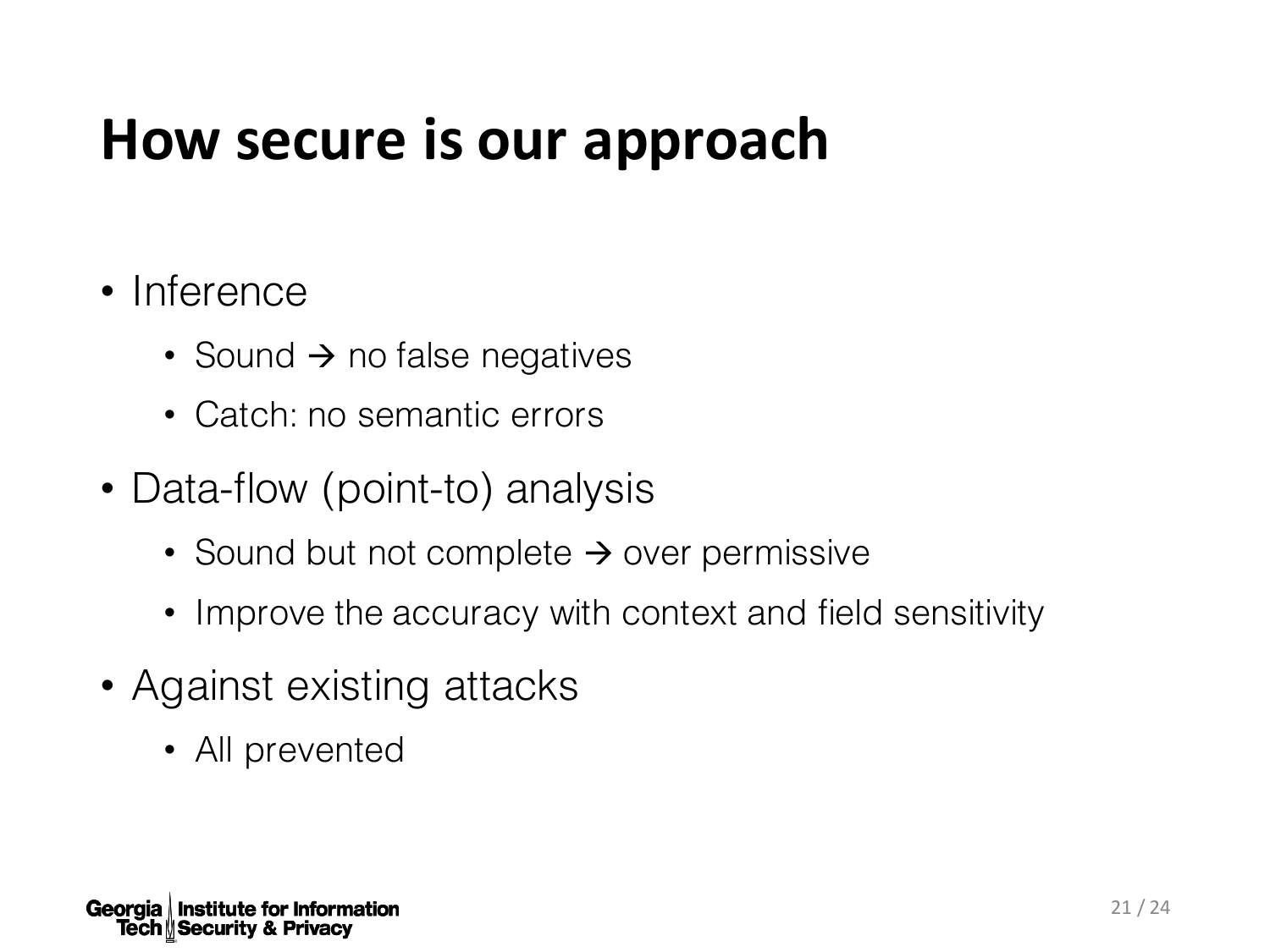# How secure is our approach

- Inference
  - Sound → no false negatives
  - Catch: no semantic errors
- Data-flow (point-to) analysis
  - Sound but not complete → over permissive
  - Improve the accuracy with context and field sensitivity
- Against existing attacks
  - All prevented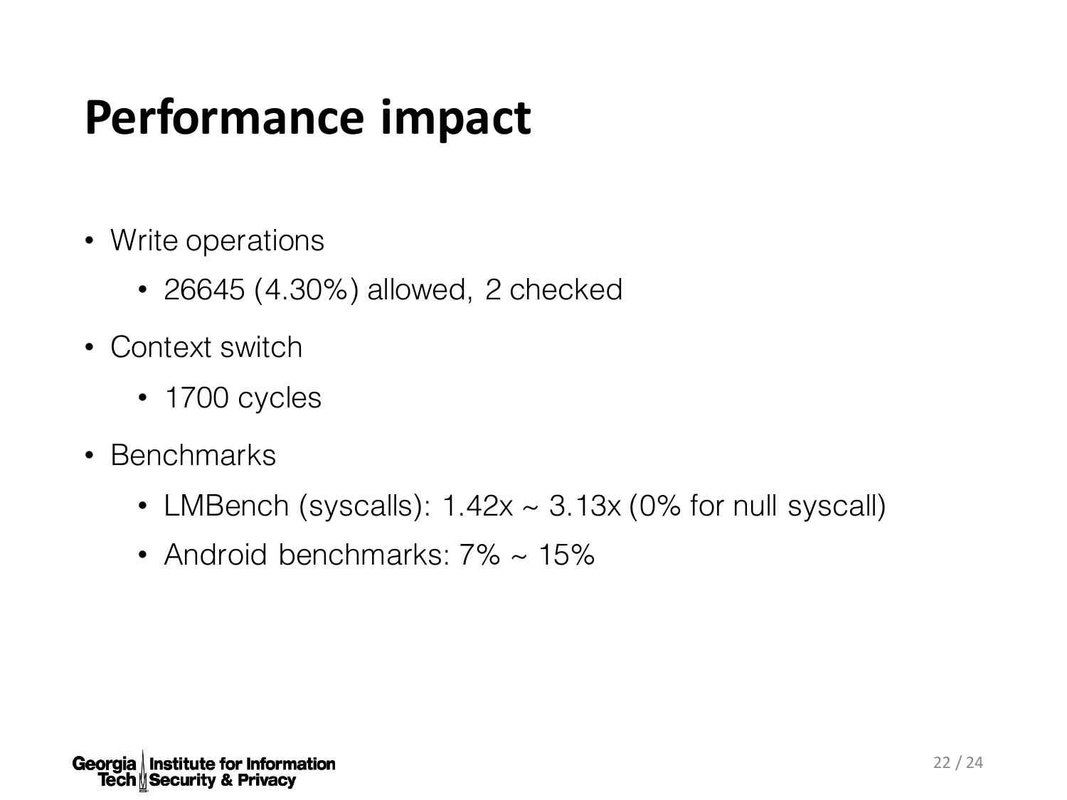# Performance impact

- Write operations
  - 26645 (4.30%) allowed, 2 checked
- Context switch
  - 1700 cycles
- Benchmarks
  - LMBench (syscalls): 1.42x ~ 3.13x (0% for null syscall)
  - Android benchmarks: 7% ~ 15%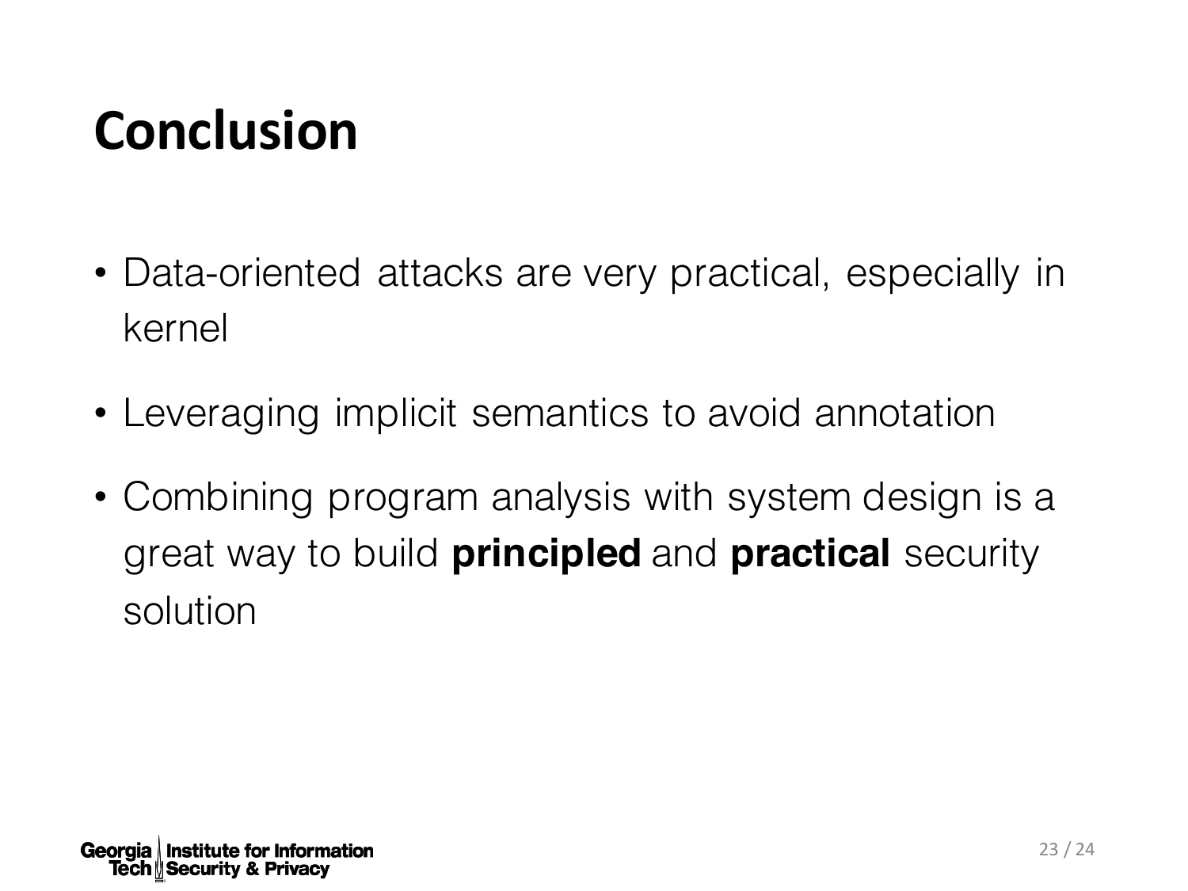# Conclusion

- Data-oriented attacks are very practical, especially in kernel
- Leveraging implicit semantics to avoid annotation
- Combining program analysis with system design is a great way to build **principled** and **practical** security solution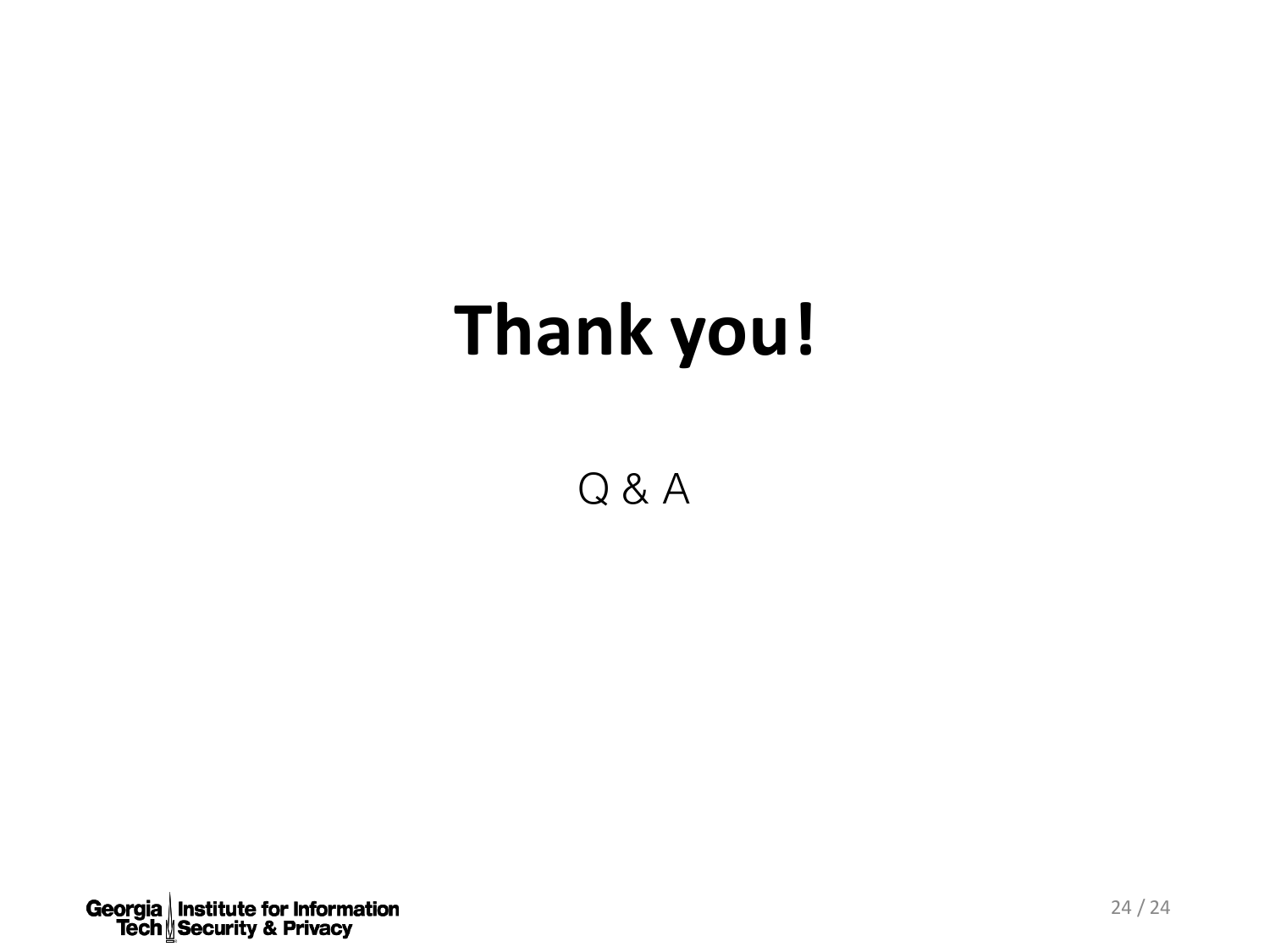# Thank you!

Q & A